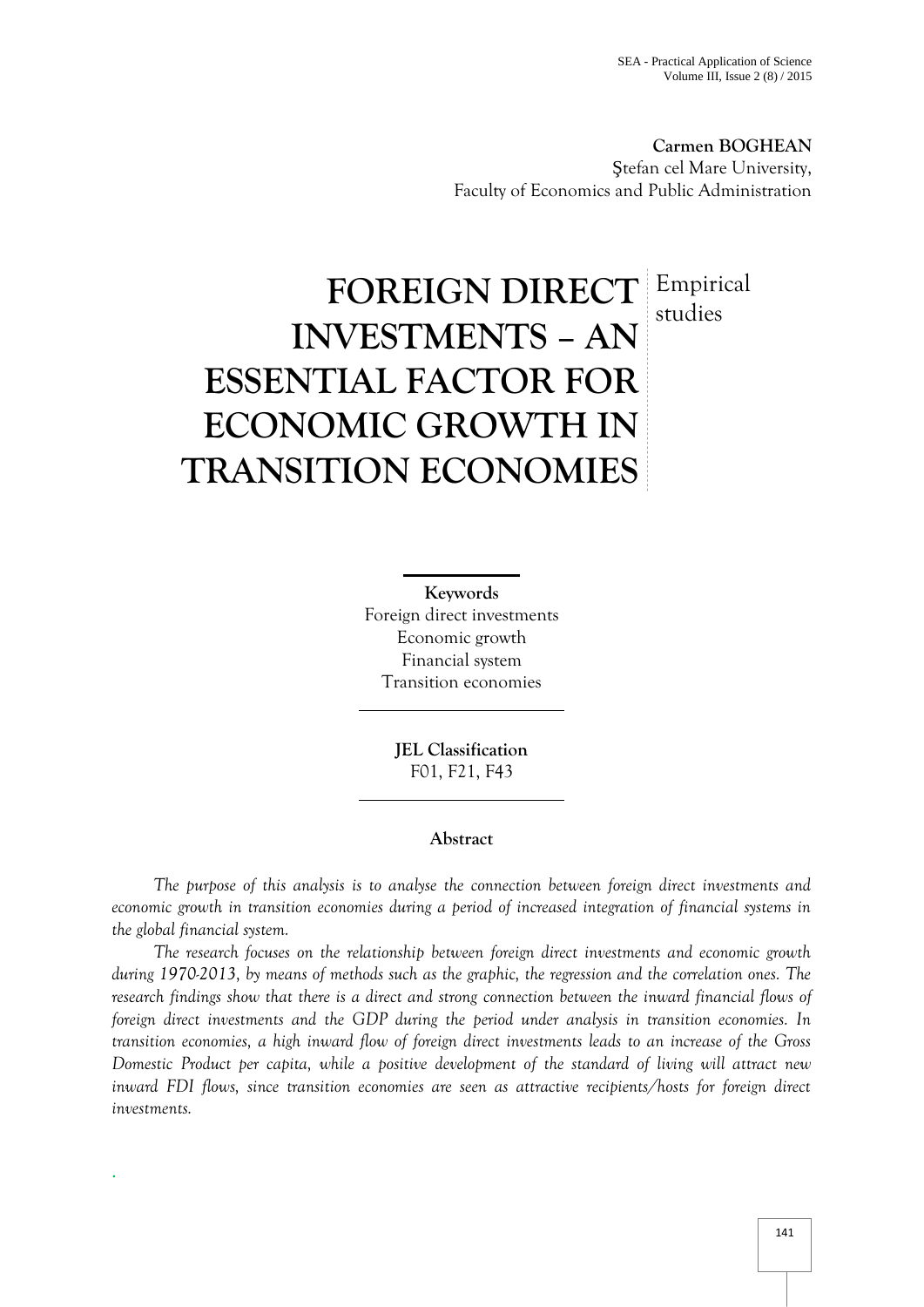**Carmen BOGHEAN**
Ştefan cel Mare University,
Faculty of Economics and Public Administration

# FOREIGN DIRECT INVESTMENTS – AN ESSENTIAL FACTOR FOR ECONOMIC GROWTH IN TRANSITION ECONOMIES

Empirical studies

**Keywords**
Foreign direct investments
Economic growth
Financial system
Transition economies

**JEL Classification**
F01, F21, F43

## Abstract

*The purpose of this analysis is to analyse the connection between foreign direct investments and economic growth in transition economies during a period of increased integration of financial systems in the global financial system.*

*The research focuses on the relationship between foreign direct investments and economic growth during 1970-2013, by means of methods such as the graphic, the regression and the correlation ones. The research findings show that there is a direct and strong connection between the inward financial flows of foreign direct investments and the GDP during the period under analysis in transition economies. In transition economies, a high inward flow of foreign direct investments leads to an increase of the Gross Domestic Product per capita, while a positive development of the standard of living will attract new inward FDI flows, since transition economies are seen as attractive recipients/hosts for foreign direct investments.*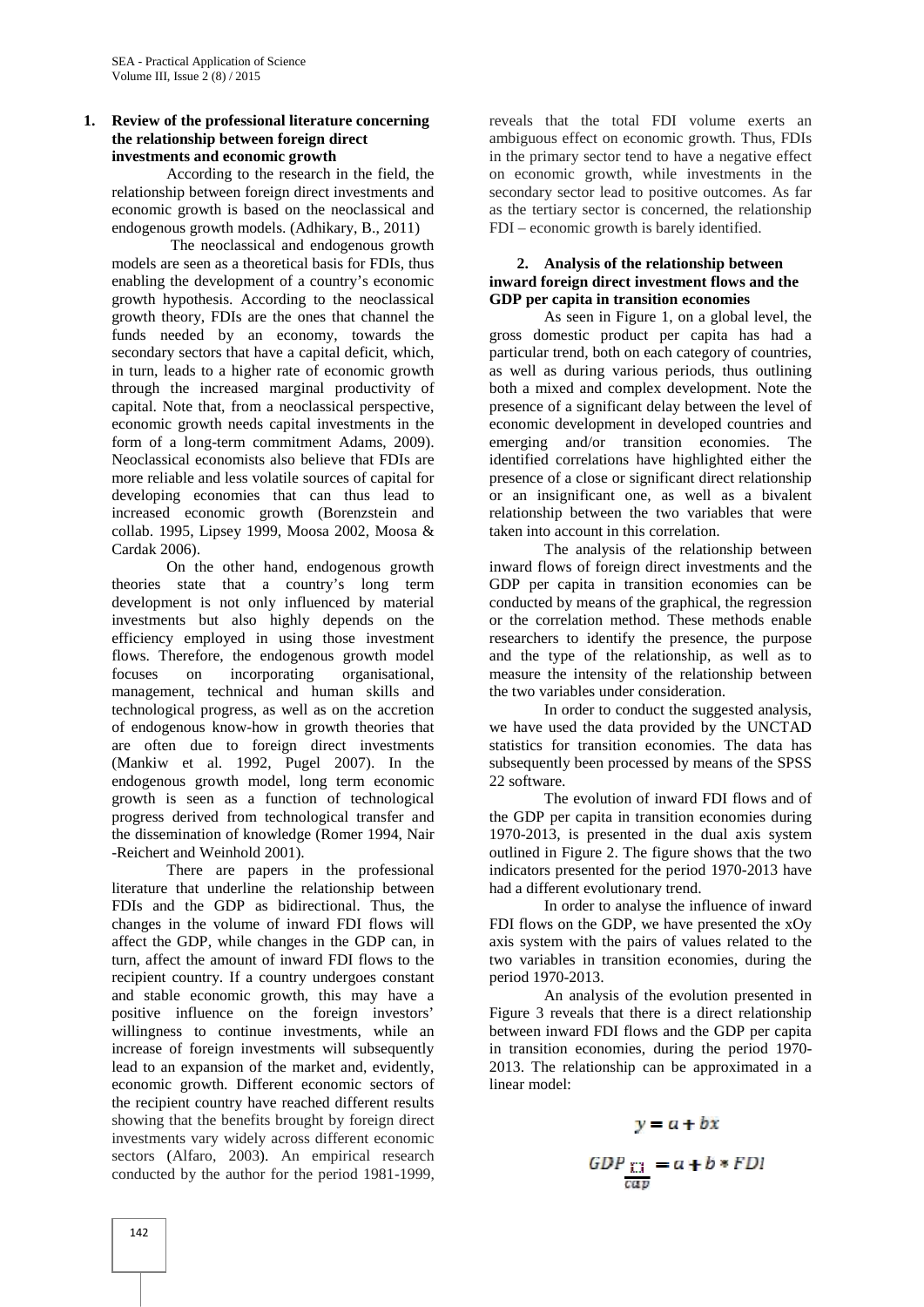## 1. Review of the professional literature concerning the relationship between foreign direct investments and economic growth

According to the research in the field, the relationship between foreign direct investments and economic growth is based on the neoclassical and endogenous growth models. (Adhikary, B., 2011)

The neoclassical and endogenous growth models are seen as a theoretical basis for FDIs, thus enabling the development of a country's economic growth hypothesis. According to the neoclassical growth theory, FDIs are the ones that channel the funds needed by an economy, towards the secondary sectors that have a capital deficit, which, in turn, leads to a higher rate of economic growth through the increased marginal productivity of capital. Note that, from a neoclassical perspective, economic growth needs capital investments in the form of a long-term commitment Adams, 2009). Neoclassical economists also believe that FDIs are more reliable and less volatile sources of capital for developing economies that can thus lead to increased economic growth (Borenzstein and collab. 1995, Lipsey 1999, Moosa 2002, Moosa & Cardak 2006).

On the other hand, endogenous growth theories state that a country's long term development is not only influenced by material investments but also highly depends on the efficiency employed in using those investment flows. Therefore, the endogenous growth model focuses on incorporating organisational, management, technical and human skills and technological progress, as well as on the accretion of endogenous know-how in growth theories that are often due to foreign direct investments (Mankiw et al. 1992, Pugel 2007). In the endogenous growth model, long term economic growth is seen as a function of technological progress derived from technological transfer and the dissemination of knowledge (Romer 1994, Nair -Reichert and Weinhold 2001).

There are papers in the professional literature that underline the relationship between FDIs and the GDP as bidirectional. Thus, the changes in the volume of inward FDI flows will affect the GDP, while changes in the GDP can, in turn, affect the amount of inward FDI flows to the recipient country. If a country undergoes constant and stable economic growth, this may have a positive influence on the foreign investors' willingness to continue investments, while an increase of foreign investments will subsequently lead to an expansion of the market and, evidently, economic growth. Different economic sectors of the recipient country have reached different results showing that the benefits brought by foreign direct investments vary widely across different economic sectors (Alfaro, 2003). An empirical research conducted by the author for the period 1981-1999, reveals that the total FDI volume exerts an ambiguous effect on economic growth. Thus, FDIs in the primary sector tend to have a negative effect on economic growth, while investments in the secondary sector lead to positive outcomes. As far as the tertiary sector is concerned, the relationship FDI – economic growth is barely identified.

## 2. Analysis of the relationship between inward foreign direct investment flows and the GDP per capita in transition economies

As seen in Figure 1, on a global level, the gross domestic product per capita has had a particular trend, both on each category of countries, as well as during various periods, thus outlining both a mixed and complex development. Note the presence of a significant delay between the level of economic development in developed countries and emerging and/or transition economies. The identified correlations have highlighted either the presence of a close or significant direct relationship or an insignificant one, as well as a bivalent relationship between the two variables that were taken into account in this correlation.

The analysis of the relationship between inward flows of foreign direct investments and the GDP per capita in transition economies can be conducted by means of the graphical, the regression or the correlation method. These methods enable researchers to identify the presence, the purpose and the type of the relationship, as well as to measure the intensity of the relationship between the two variables under consideration.

In order to conduct the suggested analysis, we have used the data provided by the UNCTAD statistics for transition economies. The data has subsequently been processed by means of the SPSS 22 software.

The evolution of inward FDI flows and of the GDP per capita in transition economies during 1970-2013, is presented in the dual axis system outlined in Figure 2. The figure shows that the two indicators presented for the period 1970-2013 have had a different evolutionary trend.

In order to analyse the influence of inward FDI flows on the GDP, we have presented the xOy axis system with the pairs of values related to the two variables in transition economies, during the period 1970-2013.

An analysis of the evolution presented in Figure 3 reveals that there is a direct relationship between inward FDI flows and the GDP per capita in transition economies, during the period 1970-2013. The relationship can be approximated in a linear model:

$$y = a + bx$$

$$GDP_{\frac{\square}{cap}} = a + b * FDI$$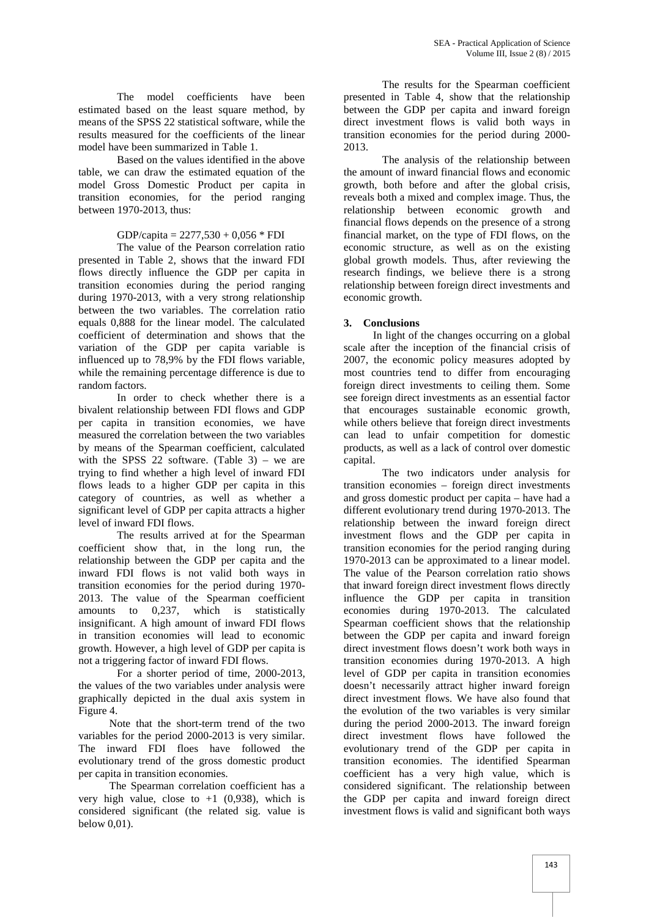The model coefficients have been estimated based on the least square method, by means of the SPSS 22 statistical software, while the results measured for the coefficients of the linear model have been summarized in Table 1.

Based on the values identified in the above table, we can draw the estimated equation of the model Gross Domestic Product per capita in transition economies, for the period ranging between 1970-2013, thus:

$$GDP/capita = 2277{,}530 + 0{,}056 * FDI$$

The value of the Pearson correlation ratio presented in Table 2, shows that the inward FDI flows directly influence the GDP per capita in transition economies during the period ranging during 1970-2013, with a very strong relationship between the two variables. The correlation ratio equals 0,888 for the linear model. The calculated coefficient of determination and shows that the variation of the GDP per capita variable is influenced up to 78,9% by the FDI flows variable, while the remaining percentage difference is due to random factors.

In order to check whether there is a bivalent relationship between FDI flows and GDP per capita in transition economies, we have measured the correlation between the two variables by means of the Spearman coefficient, calculated with the SPSS 22 software. (Table 3) – we are trying to find whether a high level of inward FDI flows leads to a higher GDP per capita in this category of countries, as well as whether a significant level of GDP per capita attracts a higher level of inward FDI flows.

The results arrived at for the Spearman coefficient show that, in the long run, the relationship between the GDP per capita and the inward FDI flows is not valid both ways in transition economies for the period during 1970-2013. The value of the Spearman coefficient amounts to 0,237, which is statistically insignificant. A high amount of inward FDI flows in transition economies will lead to economic growth. However, a high level of GDP per capita is not a triggering factor of inward FDI flows.

For a shorter period of time, 2000-2013, the values of the two variables under analysis were graphically depicted in the dual axis system in Figure 4.

Note that the short-term trend of the two variables for the period 2000-2013 is very similar. The inward FDI floes have followed the evolutionary trend of the gross domestic product per capita in transition economies.

The Spearman correlation coefficient has a very high value, close to +1 (0,938), which is considered significant (the related sig. value is below 0,01).

The results for the Spearman coefficient presented in Table 4, show that the relationship between the GDP per capita and inward foreign direct investment flows is valid both ways in transition economies for the period during 2000-2013.

The analysis of the relationship between the amount of inward financial flows and economic growth, both before and after the global crisis, reveals both a mixed and complex image. Thus, the relationship between economic growth and financial flows depends on the presence of a strong financial market, on the type of FDI flows, on the economic structure, as well as on the existing global growth models. Thus, after reviewing the research findings, we believe there is a strong relationship between foreign direct investments and economic growth.

## 3. Conclusions

In light of the changes occurring on a global scale after the inception of the financial crisis of 2007, the economic policy measures adopted by most countries tend to differ from encouraging foreign direct investments to ceiling them. Some see foreign direct investments as an essential factor that encourages sustainable economic growth, while others believe that foreign direct investments can lead to unfair competition for domestic products, as well as a lack of control over domestic capital.

The two indicators under analysis for transition economies – foreign direct investments and gross domestic product per capita – have had a different evolutionary trend during 1970-2013. The relationship between the inward foreign direct investment flows and the GDP per capita in transition economies for the period ranging during 1970-2013 can be approximated to a linear model. The value of the Pearson correlation ratio shows that inward foreign direct investment flows directly influence the GDP per capita in transition economies during 1970-2013. The calculated Spearman coefficient shows that the relationship between the GDP per capita and inward foreign direct investment flows doesn't work both ways in transition economies during 1970-2013. A high level of GDP per capita in transition economies doesn't necessarily attract higher inward foreign direct investment flows. We have also found that the evolution of the two variables is very similar during the period 2000-2013. The inward foreign direct investment flows have followed the evolutionary trend of the GDP per capita in transition economies. The identified Spearman coefficient has a very high value, which is considered significant. The relationship between the GDP per capita and inward foreign direct investment flows is valid and significant both ways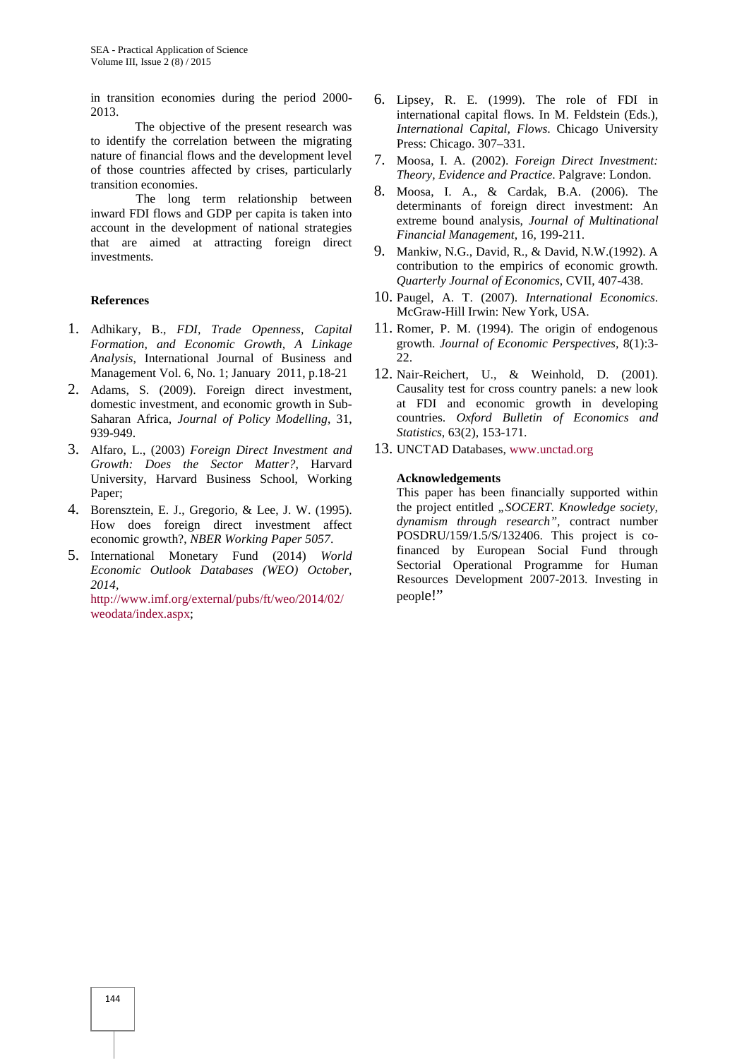in transition economies during the period 2000-2013.

The objective of the present research was to identify the correlation between the migrating nature of financial flows and the development level of those countries affected by crises, particularly transition economies.

The long term relationship between inward FDI flows and GDP per capita is taken into account in the development of national strategies that are aimed at attracting foreign direct investments.

**References**

1. Adhikary, B., *FDI, Trade Openness, Capital Formation, and Economic Growth, A Linkage Analysis*, International Journal of Business and Management Vol. 6, No. 1; January 2011, p.18-21
2. Adams, S. (2009). Foreign direct investment, domestic investment, and economic growth in Sub-Saharan Africa, *Journal of Policy Modelling*, 31, 939-949.
3. Alfaro, L., (2003) *Foreign Direct Investment and Growth: Does the Sector Matter?,* Harvard University, Harvard Business School, Working Paper;
4. Borensztein, E. J., Gregorio, & Lee, J. W. (1995). How does foreign direct investment affect economic growth?, *NBER Working Paper 5057*.
5. International Monetary Fund (2014) *World Economic Outlook Databases (WEO) October, 2014,* http://www.imf.org/external/pubs/ft/weo/2014/02/weodata/index.aspx;
6. Lipsey, R. E. (1999). The role of FDI in international capital flows. In M. Feldstein (Eds.), *International Capital, Flows*. Chicago University Press: Chicago. 307–331.
7. Moosa, I. A. (2002). *Foreign Direct Investment: Theory, Evidence and Practice*. Palgrave: London.
8. Moosa, I. A., & Cardak, B.A. (2006). The determinants of foreign direct investment: An extreme bound analysis, *Journal of Multinational Financial Management*, 16, 199-211.
9. Mankiw, N.G., David, R., & David, N.W.(1992). A contribution to the empirics of economic growth. *Quarterly Journal of Economics*, CVII, 407-438.
10. Paugel, A. T. (2007). *International Economics*. McGraw-Hill Irwin: New York, USA.
11. Romer, P. M. (1994). The origin of endogenous growth. *Journal of Economic Perspectives*, 8(1):3-22.
12. Nair-Reichert, U., & Weinhold, D. (2001). Causality test for cross country panels: a new look at FDI and economic growth in developing countries. *Oxford Bulletin of Economics and Statistics*, 63(2), 153-171.
13. UNCTAD Databases, www.unctad.org

**Acknowledgements**

This paper has been financially supported within the project entitled *„SOCERT. Knowledge society, dynamism through research”*, contract number POSDRU/159/1.5/S/132406. This project is co-financed by European Social Fund through Sectorial Operational Programme for Human Resources Development 2007-2013. Investing in people!”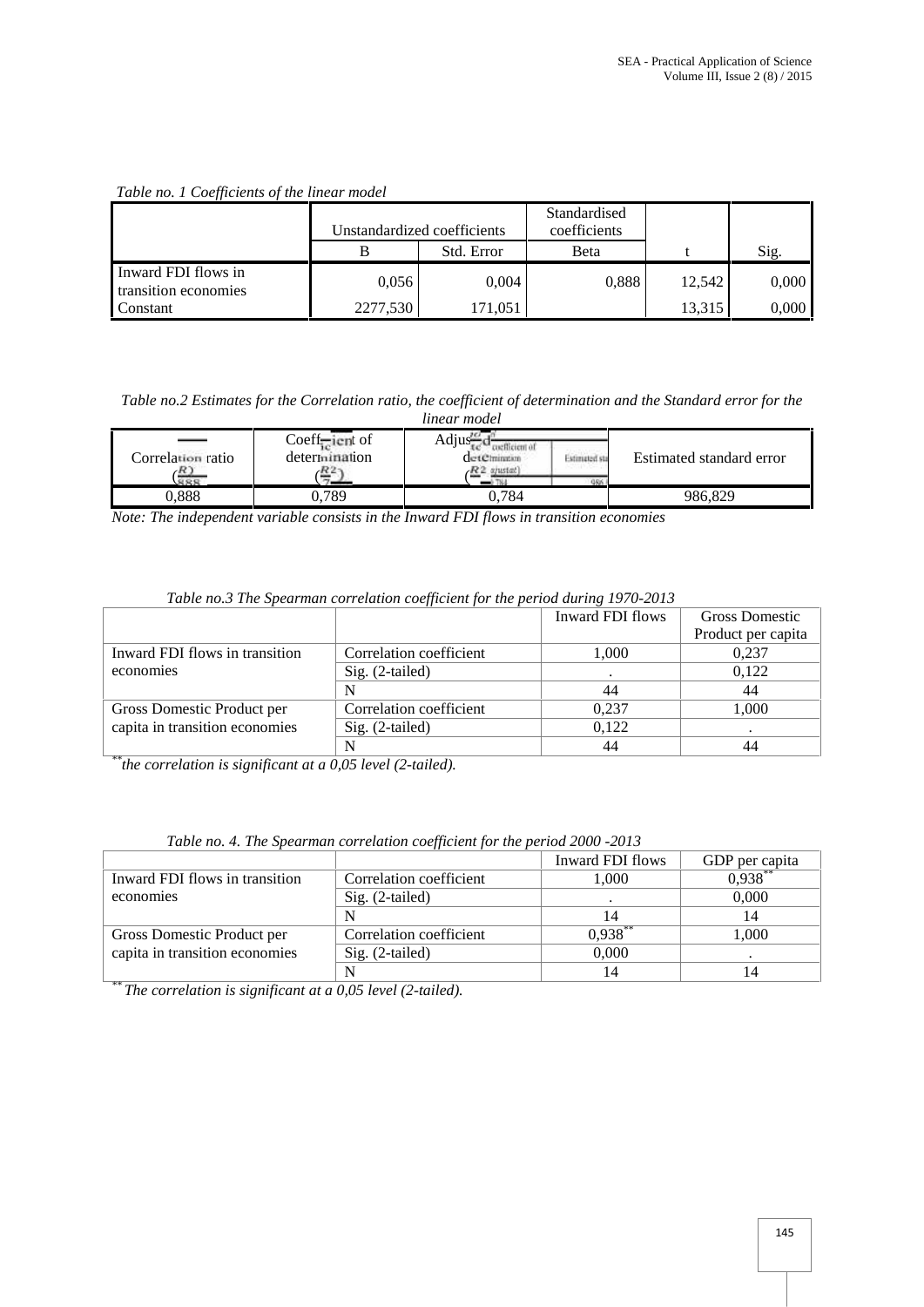*Table no. 1 Coefficients of the linear model*

| | Unstandardized coefficients | | Standardised coefficients | | |
|---|---|---|---|---|---|
| | B | Std. Error | Beta | t | Sig. |
| Inward FDI flows in transition economies | 0,056 | 0,004 | 0,888 | 12,542 | 0,000 |
| Constant | 2277,530 | 171,051 | | 13,315 | 0,000 |

*Table no.2 Estimates for the Correlation ratio, the coefficient of determination and the Standard error for the linear model*

| Correlation ratio ($R$) | Coefficient of determination ($R^2$) | Adjusted coefficient of determination ($R^2$ ajustat) | Estimated standard error |
|---|---|---|---|
| 0,888 | 0,789 | 0,784 | 986,829 |

*Note: The independent variable consists in the Inward FDI flows in transition economies*

*Table no.3 The Spearman correlation coefficient for the period during 1970-2013*

| | | Inward FDI flows | Gross Domestic Product per capita |
|---|---|---|---|
| Inward FDI flows in transition economies | Correlation coefficient | 1,000 | 0,237 |
| | Sig. (2-tailed) | . | 0,122 |
| | N | 44 | 44 |
| Gross Domestic Product per capita in transition economies | Correlation coefficient | 0,237 | 1,000 |
| | Sig. (2-tailed) | 0,122 | . |
| | N | 44 | 44 |

** *the correlation is significant at a 0,05 level (2-tailed).*

*Table no. 4. The Spearman correlation coefficient for the period 2000 -2013*

| | | Inward FDI flows | GDP per capita |
|---|---|---|---|
| Inward FDI flows in transition economies | Correlation coefficient | 1,000 | 0,938** |
| | Sig. (2-tailed) | . | 0,000 |
| | N | 14 | 14 |
| Gross Domestic Product per capita in transition economies | Correlation coefficient | 0,938** | 1,000 |
| | Sig. (2-tailed) | 0,000 | . |
| | N | 14 | 14 |

** *The correlation is significant at a 0,05 level (2-tailed).*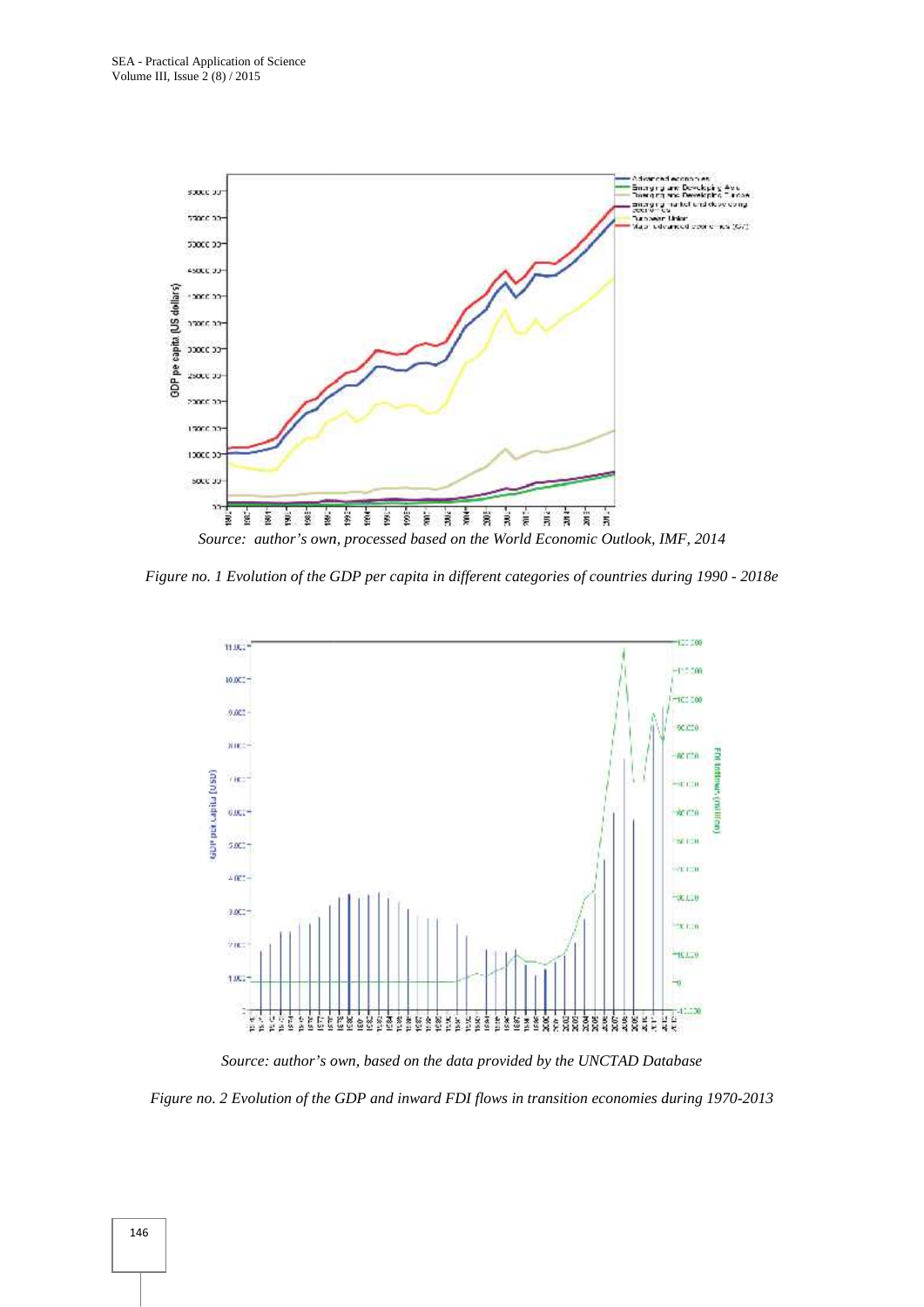*Source: author's own, processed based on the World Economic Outlook, IMF, 2014*

*Figure no. 1 Evolution of the GDP per capita in different categories of countries during 1990 - 2018e*

*Source: author's own, based on the data provided by the UNCTAD Database*

*Figure no. 2 Evolution of the GDP and inward FDI flows in transition economies during 1970-2013*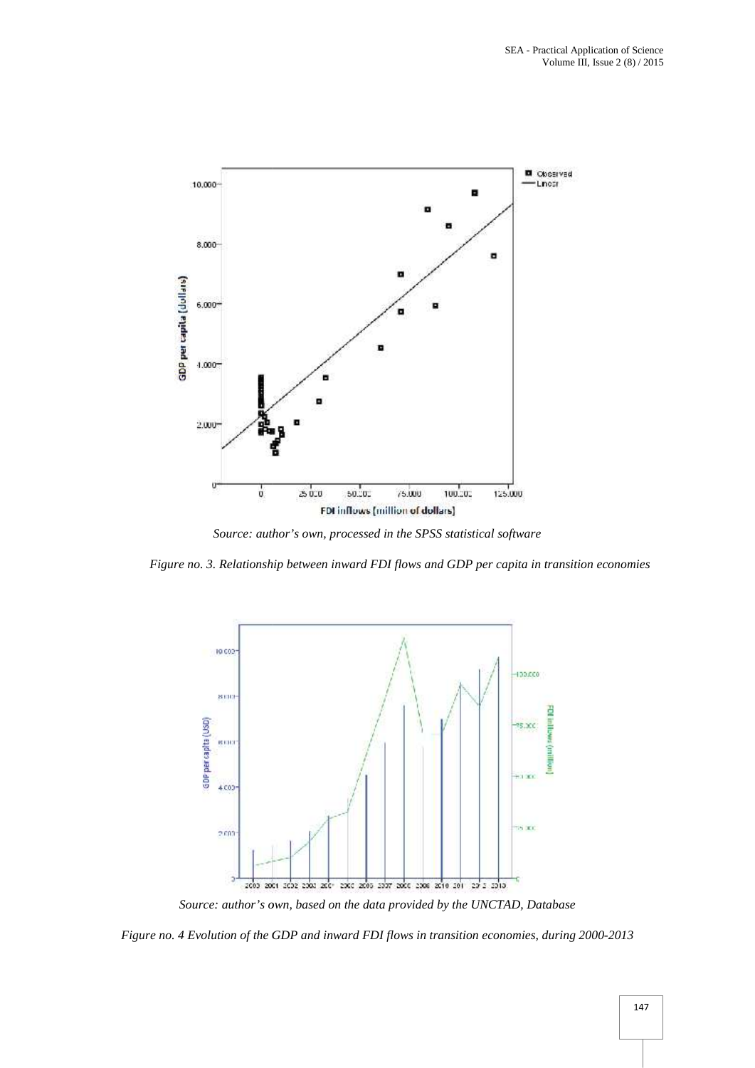Observed

Linear

10.000

8.000

6.000

4.000

2.000

0

GDP per capita [dollars]

0

25.000

50.000

75.000

100.000

125.000

FDI inflows [million of dollars]

*Source: author's own, processed in the SPSS statistical software*

*Figure no. 3. Relationship between inward FDI flows and GDP per capita in transition economies*

10.000

8.000

6.000

4.000

2.000

0

GDP per capita (USD)

100.000

75.000

50.000

25.000

0

FDI inflows (million)

2000 2001 2002 2003 2004 2005 2006 2007 2008 2009 2010 2011 2012 2013

*Source: author's own, based on the data provided by the UNCTAD, Database*

*Figure no. 4 Evolution of the GDP and inward FDI flows in transition economies, during 2000-2013*